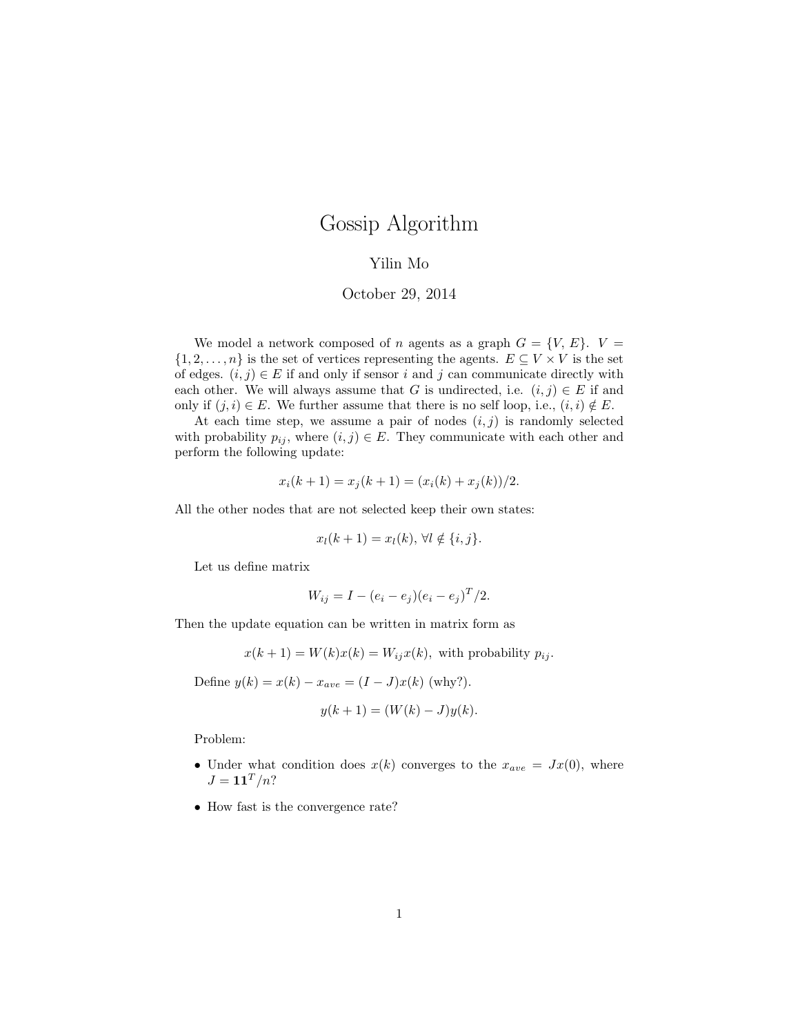# Gossip Algorithm

Yilin Mo

October 29, 2014

We model a network composed of $n$ agents as a graph $G = \{V, E\}$. $V = \{1, 2, \ldots, n\}$ is the set of vertices representing the agents. $E \subseteq V \times V$ is the set of edges. $(i, j) \in E$ if and only if sensor $i$ and $j$ can communicate directly with each other. We will always assume that $G$ is undirected, i.e. $(i, j) \in E$ if and only if $(j, i) \in E$. We further assume that there is no self loop, i.e., $(i, i) \notin E$.

At each time step, we assume a pair of nodes $(i, j)$ is randomly selected with probability $p_{ij}$, where $(i, j) \in E$. They communicate with each other and perform the following update:

$$x_i(k+1) = x_j(k+1) = (x_i(k) + x_j(k))/2.$$

All the other nodes that are not selected keep their own states:

$$x_l(k+1) = x_l(k), \; \forall l \notin \{i, j\}.$$

Let us define matrix

$$W_{ij} = I - (e_i - e_j)(e_i - e_j)^T/2.$$

Then the update equation can be written in matrix form as

$$x(k+1) = W(k)x(k) = W_{ij}x(k), \text{ with probability } p_{ij}.$$

Define $y(k) = x(k) - x_{ave} = (I - J)x(k)$ (why?).

$$y(k+1) = (W(k) - J)y(k).$$

Problem:

- Under what condition does $x(k)$ converges to the $x_{ave} = Jx(0)$, where $J = \mathbf{1}\mathbf{1}^T/n$?
- How fast is the convergence rate?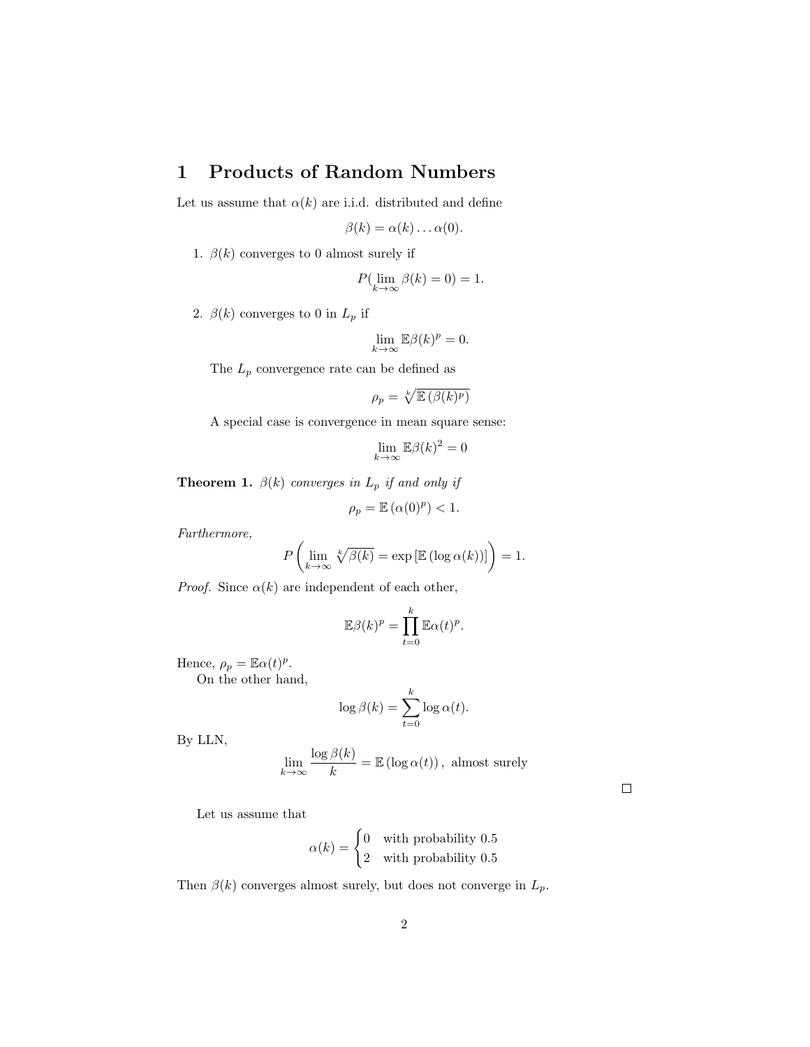# 1 Products of Random Numbers

Let us assume that $\alpha(k)$ are i.i.d. distributed and define

$$\beta(k) = \alpha(k) \dots \alpha(0).$$

1. $\beta(k)$ converges to 0 almost surely if

$$P(\lim_{k\to\infty} \beta(k) = 0) = 1.$$

2. $\beta(k)$ converges to 0 in $L_p$ if

$$\lim_{k\to\infty} \mathbb{E}\beta(k)^p = 0.$$

The $L_p$ convergence rate can be defined as

$$\rho_p = \sqrt[k]{\mathbb{E}\left(\beta(k)^p\right)}$$

A special case is convergence in mean square sense:

$$\lim_{k\to\infty} \mathbb{E}\beta(k)^2 = 0$$

**Theorem 1.** *$\beta(k)$ converges in $L_p$ if and only if*

$$\rho_p = \mathbb{E}\left(\alpha(0)^p\right) < 1.$$

*Furthermore,*

$$P\left(\lim_{k\to\infty} \sqrt[k]{\beta(k)} = \exp\left[\mathbb{E}\left(\log \alpha(k)\right)\right]\right) = 1.$$

*Proof.* Since $\alpha(k)$ are independent of each other,

$$\mathbb{E}\beta(k)^p = \prod_{t=0}^{k} \mathbb{E}\alpha(t)^p.$$

Hence, $\rho_p = \mathbb{E}\alpha(t)^p$.

On the other hand,

$$\log \beta(k) = \sum_{t=0}^{k} \log \alpha(t).$$

By LLN,

$$\lim_{k\to\infty} \frac{\log \beta(k)}{k} = \mathbb{E}\left(\log \alpha(t)\right), \text{ almost surely}$$

□

Let us assume that

$$\alpha(k) = \begin{cases} 0 & \text{with probability } 0.5 \\ 2 & \text{with probability } 0.5 \end{cases}$$

Then $\beta(k)$ converges almost surely, but does not converge in $L_p$.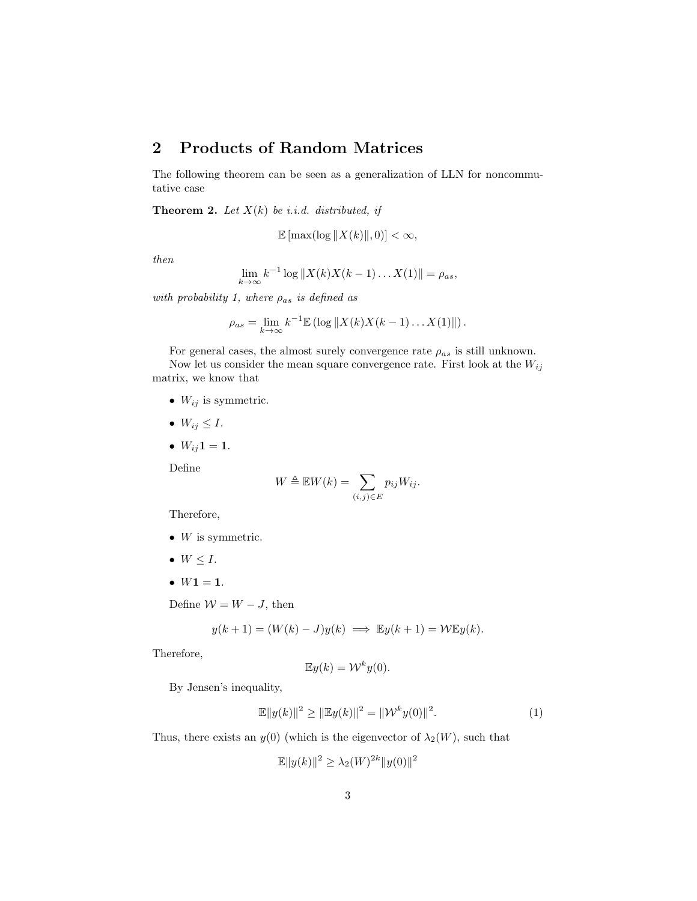## 2 Products of Random Matrices

The following theorem can be seen as a generalization of LLN for noncommutative case

**Theorem 2.** *Let $X(k)$ be i.i.d. distributed, if*

$$\mathbb{E}\left[\max(\log\|X(k)\|, 0)\right] < \infty,$$

*then*

$$\lim_{k\to\infty} k^{-1}\log\|X(k)X(k-1)\dots X(1)\| = \rho_{as},$$

*with probability 1, where $\rho_{as}$ is defined as*

$$\rho_{as} = \lim_{k\to\infty} k^{-1}\mathbb{E}\left(\log\|X(k)X(k-1)\dots X(1)\|\right).$$

For general cases, the almost surely convergence rate $\rho_{as}$ is still unknown.

Now let us consider the mean square convergence rate. First look at the $W_{ij}$ matrix, we know that

- $W_{ij}$ is symmetric.
- $W_{ij} \le I$.
- $W_{ij}\mathbf{1} = \mathbf{1}$.

Define

$$W \triangleq \mathbb{E}W(k) = \sum_{(i,j)\in E} p_{ij}W_{ij}.$$

Therefore,

- $W$ is symmetric.
- $W \le I$.
- $W\mathbf{1} = \mathbf{1}$.

Define $\mathcal{W} = W - J$, then

$$y(k+1) = (W(k) - J)y(k) \implies \mathbb{E}y(k+1) = \mathcal{W}\mathbb{E}y(k).$$

Therefore,

$$\mathbb{E}y(k) = \mathcal{W}^k y(0).$$

By Jensen's inequality,

$$\mathbb{E}\|y(k)\|^2 \ge \|\mathbb{E}y(k)\|^2 = \|\mathcal{W}^k y(0)\|^2. \tag{1}$$

Thus, there exists an $y(0)$ (which is the eigenvector of $\lambda_2(W)$, such that

$$\mathbb{E}\|y(k)\|^2 \ge \lambda_2(W)^{2k}\|y(0)\|^2$$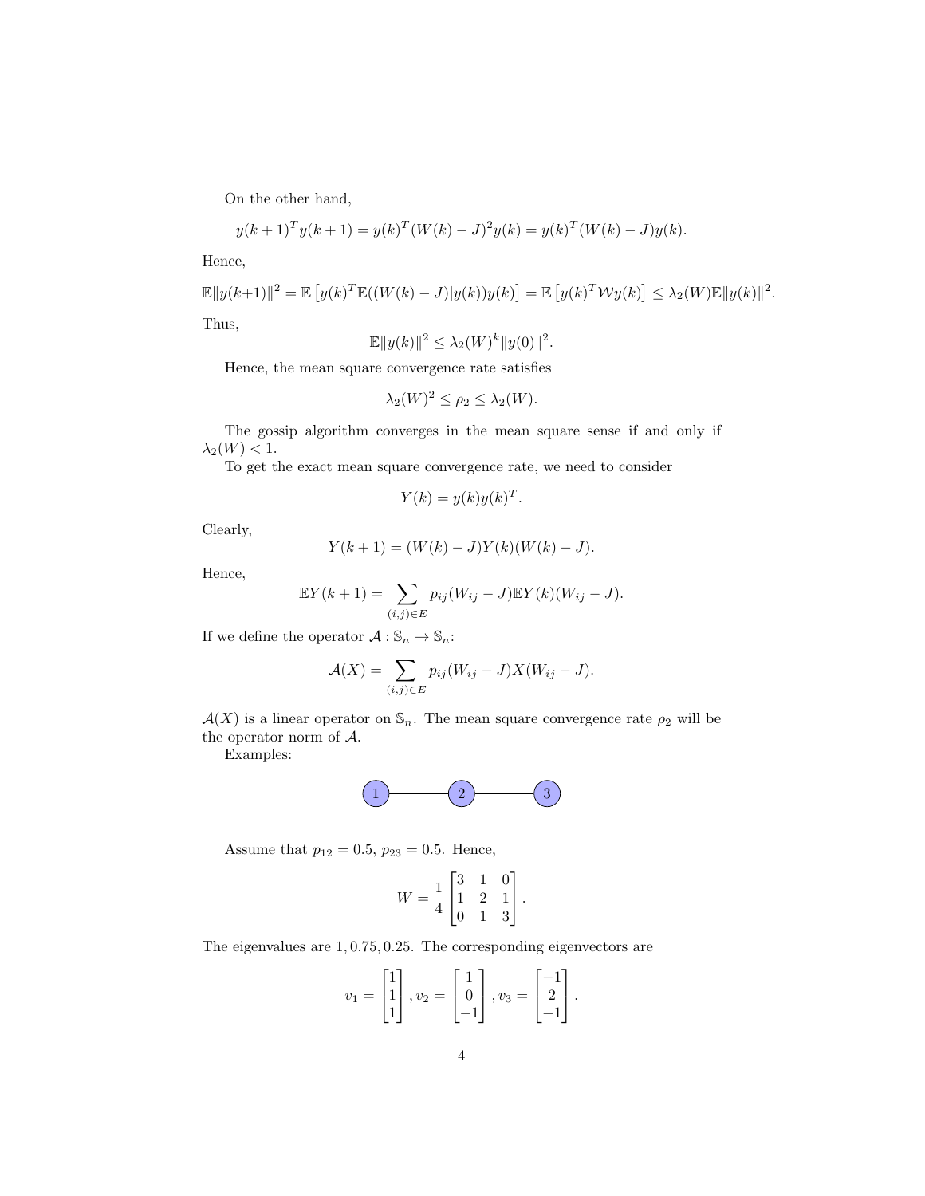On the other hand,

$$y(k+1)^T y(k+1) = y(k)^T (W(k) - J)^2 y(k) = y(k)^T (W(k) - J) y(k).$$

Hence,

$$\mathbb{E}\|y(k+1)\|^2 = \mathbb{E}\left[y(k)^T \mathbb{E}((W(k) - J)|y(k)) y(k)\right] = \mathbb{E}\left[y(k)^T \mathcal{W} y(k)\right] \leq \lambda_2(W) \mathbb{E}\|y(k)\|^2.$$

Thus,

$$\mathbb{E}\|y(k)\|^2 \leq \lambda_2(W)^k \|y(0)\|^2.$$

Hence, the mean square convergence rate satisfies

$$\lambda_2(W)^2 \leq \rho_2 \leq \lambda_2(W).$$

The gossip algorithm converges in the mean square sense if and only if $\lambda_2(W) < 1$.

To get the exact mean square convergence rate, we need to consider

$$Y(k) = y(k) y(k)^T.$$

Clearly,

$$Y(k+1) = (W(k) - J) Y(k) (W(k) - J).$$

Hence,

$$\mathbb{E} Y(k+1) = \sum_{(i,j) \in E} p_{ij} (W_{ij} - J) \mathbb{E} Y(k) (W_{ij} - J).$$

If we define the operator $\mathcal{A} : \mathbb{S}_n \to \mathbb{S}_n$:

$$\mathcal{A}(X) = \sum_{(i,j) \in E} p_{ij} (W_{ij} - J) X (W_{ij} - J).$$

$\mathcal{A}(X)$ is a linear operator on $\mathbb{S}_n$. The mean square convergence rate $\rho_2$ will be the operator norm of $\mathcal{A}$.

Examples:

1 — 2 — 3

Assume that $p_{12} = 0.5$, $p_{23} = 0.5$. Hence,

$$W = \frac{1}{4} \begin{bmatrix} 3 & 1 & 0 \\ 1 & 2 & 1 \\ 0 & 1 & 3 \end{bmatrix}.$$

The eigenvalues are $1, 0.75, 0.25$. The corresponding eigenvectors are

$$v_1 = \begin{bmatrix} 1 \\ 1 \\ 1 \end{bmatrix}, v_2 = \begin{bmatrix} 1 \\ 0 \\ -1 \end{bmatrix}, v_3 = \begin{bmatrix} -1 \\ 2 \\ -1 \end{bmatrix}.$$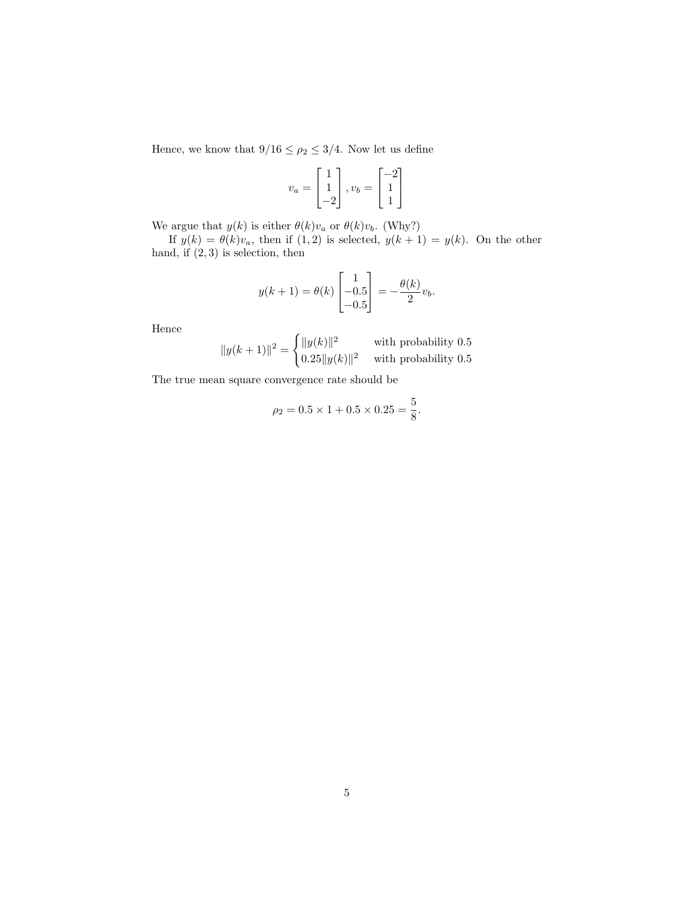Hence, we know that $9/16 \le \rho_2 \le 3/4$. Now let us define

$$v_a = \begin{bmatrix} 1 \\ 1 \\ -2 \end{bmatrix}, v_b = \begin{bmatrix} -2 \\ 1 \\ 1 \end{bmatrix}$$

We argue that $y(k)$ is either $\theta(k)v_a$ or $\theta(k)v_b$. (Why?)

If $y(k) = \theta(k)v_a$, then if $(1,2)$ is selected, $y(k+1) = y(k)$. On the other hand, if $(2,3)$ is selection, then

$$y(k+1) = \theta(k) \begin{bmatrix} 1 \\ -0.5 \\ -0.5 \end{bmatrix} = -\frac{\theta(k)}{2} v_b.$$

Hence

$$\|y(k+1)\|^2 = \begin{cases} \|y(k)\|^2 & \text{with probability } 0.5 \\ 0.25\|y(k)\|^2 & \text{with probability } 0.5 \end{cases}$$

The true mean square convergence rate should be

$$\rho_2 = 0.5 \times 1 + 0.5 \times 0.25 = \frac{5}{8}.$$